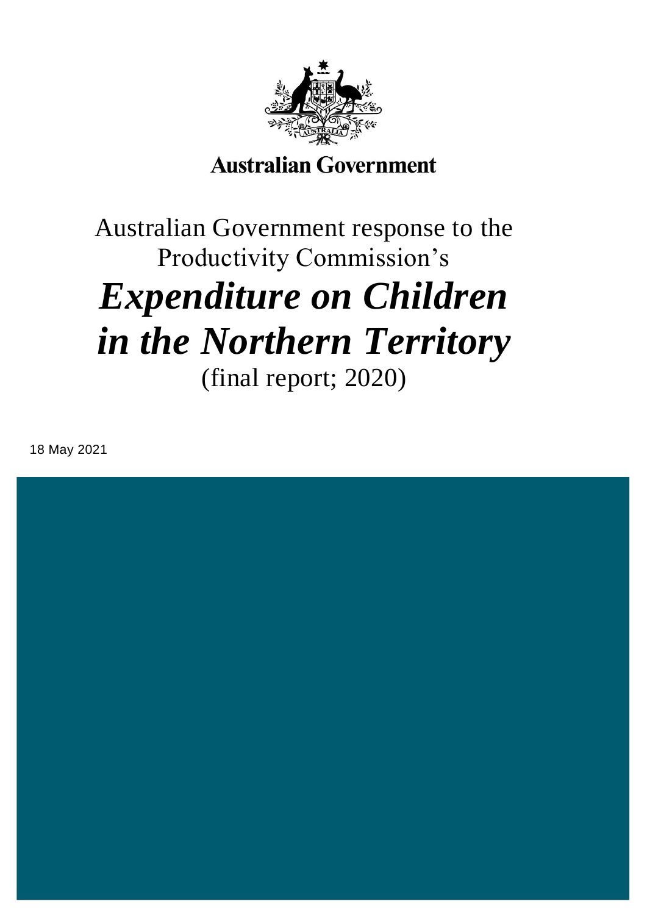**Australian Government**

# Australian Government response to the Productivity Commission's

# ***Expenditure on Children in the Northern Territory***

(final report; 2020)

18 May 2021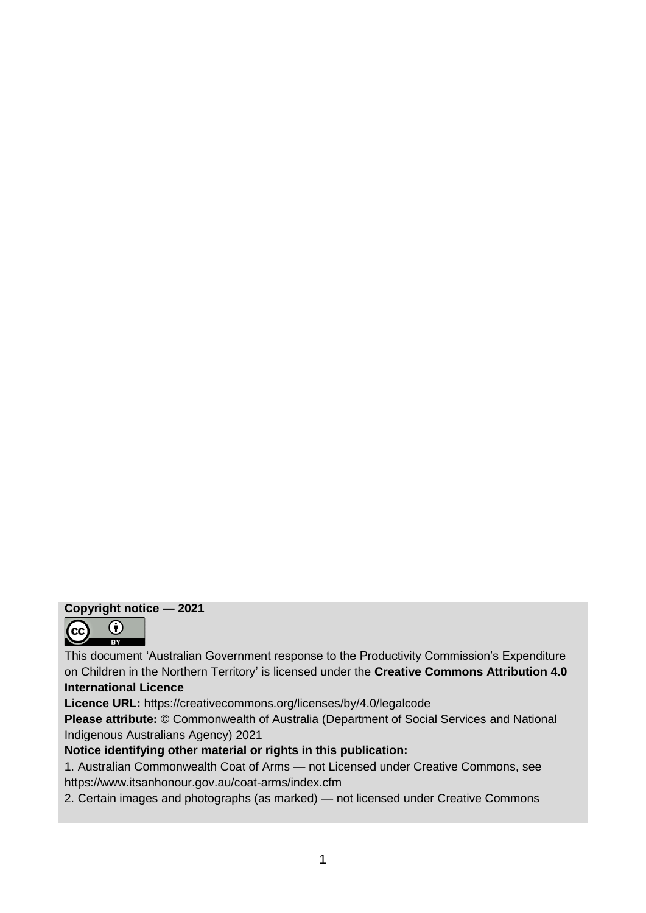**Copyright notice — 2021**

This document 'Australian Government response to the Productivity Commission's Expenditure on Children in the Northern Territory' is licensed under the **Creative Commons Attribution 4.0 International Licence**

**Licence URL:** https://creativecommons.org/licenses/by/4.0/legalcode

**Please attribute:** © Commonwealth of Australia (Department of Social Services and National Indigenous Australians Agency) 2021

**Notice identifying other material or rights in this publication:**

1. Australian Commonwealth Coat of Arms — not Licensed under Creative Commons, see https://www.itsanhonour.gov.au/coat-arms/index.cfm
2. Certain images and photographs (as marked) — not licensed under Creative Commons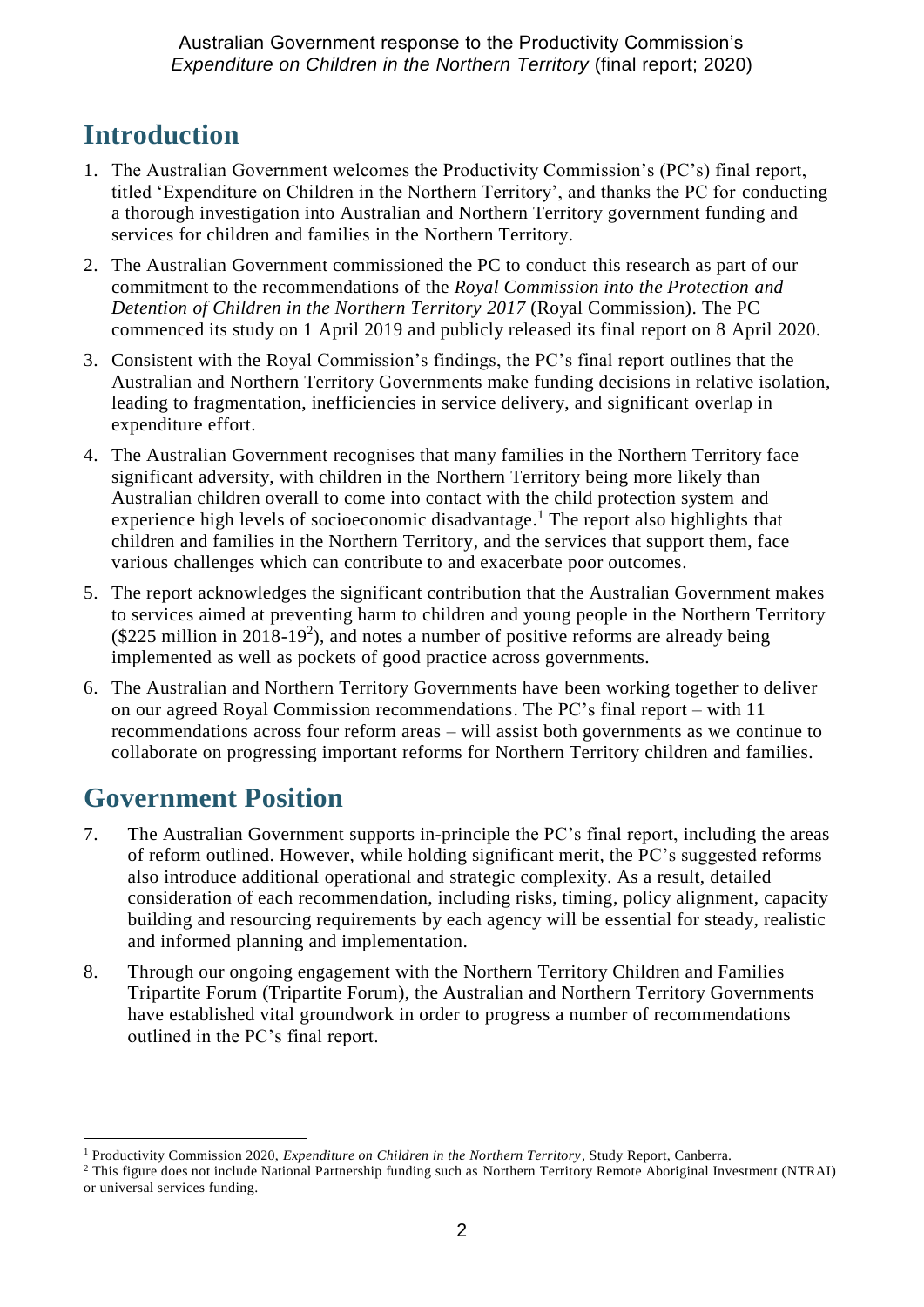## Introduction

1. The Australian Government welcomes the Productivity Commission's (PC's) final report, titled 'Expenditure on Children in the Northern Territory', and thanks the PC for conducting a thorough investigation into Australian and Northern Territory government funding and services for children and families in the Northern Territory.
2. The Australian Government commissioned the PC to conduct this research as part of our commitment to the recommendations of the *Royal Commission into the Protection and Detention of Children in the Northern Territory 2017* (Royal Commission). The PC commenced its study on 1 April 2019 and publicly released its final report on 8 April 2020.
3. Consistent with the Royal Commission's findings, the PC's final report outlines that the Australian and Northern Territory Governments make funding decisions in relative isolation, leading to fragmentation, inefficiencies in service delivery, and significant overlap in expenditure effort.
4. The Australian Government recognises that many families in the Northern Territory face significant adversity, with children in the Northern Territory being more likely than Australian children overall to come into contact with the child protection system and experience high levels of socioeconomic disadvantage.[1] The report also highlights that children and families in the Northern Territory, and the services that support them, face various challenges which can contribute to and exacerbate poor outcomes.
5. The report acknowledges the significant contribution that the Australian Government makes to services aimed at preventing harm to children and young people in the Northern Territory ($225 million in 2018-19[2]), and notes a number of positive reforms are already being implemented as well as pockets of good practice across governments.
6. The Australian and Northern Territory Governments have been working together to deliver on our agreed Royal Commission recommendations. The PC's final report – with 11 recommendations across four reform areas – will assist both governments as we continue to collaborate on progressing important reforms for Northern Territory children and families.

## Government Position

7. The Australian Government supports in-principle the PC's final report, including the areas of reform outlined. However, while holding significant merit, the PC's suggested reforms also introduce additional operational and strategic complexity. As a result, detailed consideration of each recommendation, including risks, timing, policy alignment, capacity building and resourcing requirements by each agency will be essential for steady, realistic and informed planning and implementation.
8. Through our ongoing engagement with the Northern Territory Children and Families Tripartite Forum (Tripartite Forum), the Australian and Northern Territory Governments have established vital groundwork in order to progress a number of recommendations outlined in the PC's final report.

---

[1] Productivity Commission 2020, *Expenditure on Children in the Northern Territory*, Study Report, Canberra.

[2] This figure does not include National Partnership funding such as Northern Territory Remote Aboriginal Investment (NTRAI) or universal services funding.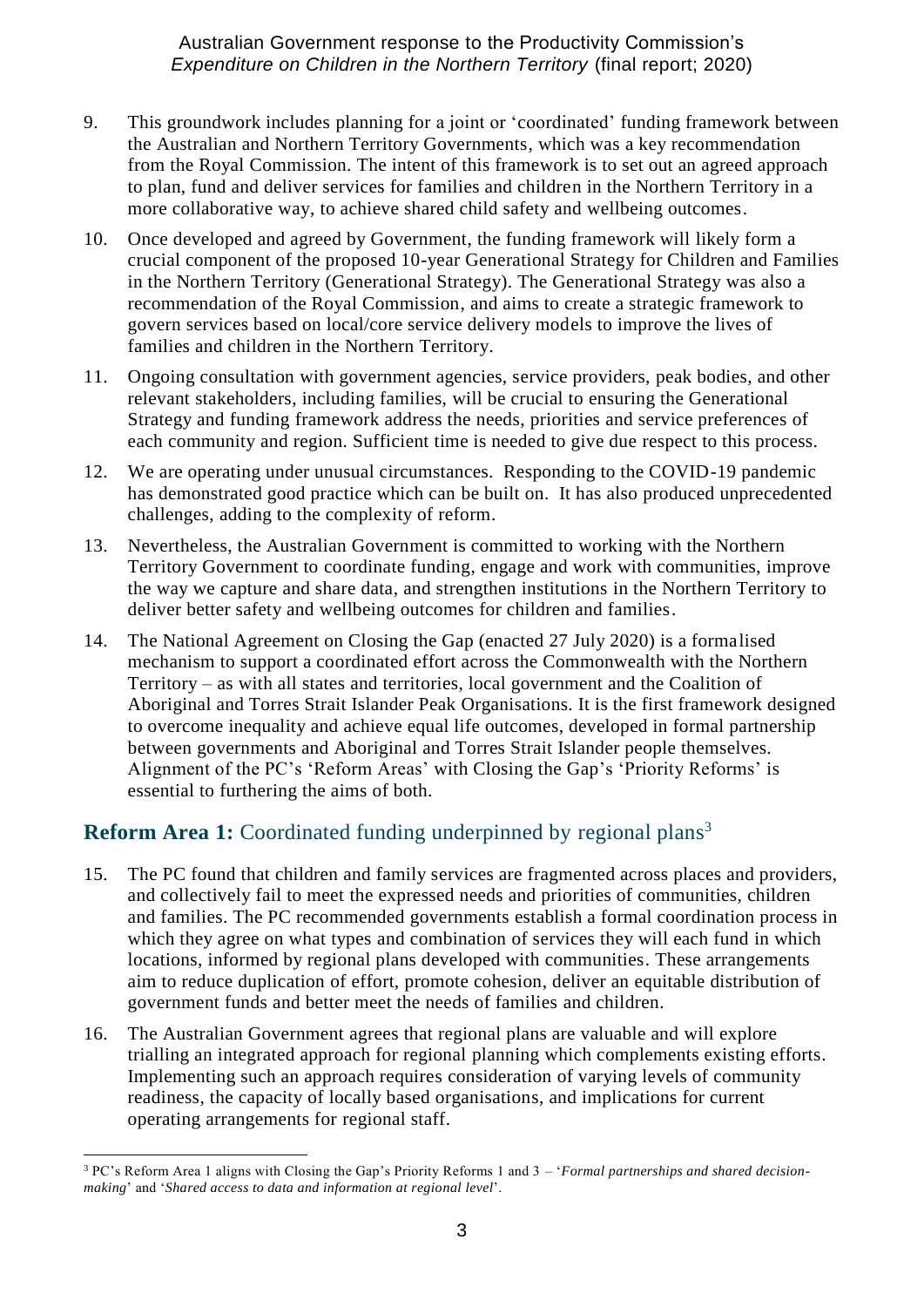9. This groundwork includes planning for a joint or 'coordinated' funding framework between the Australian and Northern Territory Governments, which was a key recommendation from the Royal Commission. The intent of this framework is to set out an agreed approach to plan, fund and deliver services for families and children in the Northern Territory in a more collaborative way, to achieve shared child safety and wellbeing outcomes.

10. Once developed and agreed by Government, the funding framework will likely form a crucial component of the proposed 10-year Generational Strategy for Children and Families in the Northern Territory (Generational Strategy). The Generational Strategy was also a recommendation of the Royal Commission, and aims to create a strategic framework to govern services based on local/core service delivery models to improve the lives of families and children in the Northern Territory.

11. Ongoing consultation with government agencies, service providers, peak bodies, and other relevant stakeholders, including families, will be crucial to ensuring the Generational Strategy and funding framework address the needs, priorities and service preferences of each community and region. Sufficient time is needed to give due respect to this process.

12. We are operating under unusual circumstances. Responding to the COVID-19 pandemic has demonstrated good practice which can be built on. It has also produced unprecedented challenges, adding to the complexity of reform.

13. Nevertheless, the Australian Government is committed to working with the Northern Territory Government to coordinate funding, engage and work with communities, improve the way we capture and share data, and strengthen institutions in the Northern Territory to deliver better safety and wellbeing outcomes for children and families.

14. The National Agreement on Closing the Gap (enacted 27 July 2020) is a formalised mechanism to support a coordinated effort across the Commonwealth with the Northern Territory – as with all states and territories, local government and the Coalition of Aboriginal and Torres Strait Islander Peak Organisations. It is the first framework designed to overcome inequality and achieve equal life outcomes, developed in formal partnership between governments and Aboriginal and Torres Strait Islander people themselves. Alignment of the PC's 'Reform Areas' with Closing the Gap's 'Priority Reforms' is essential to furthering the aims of both.

## **Reform Area 1:** Coordinated funding underpinned by regional plans[3]

15. The PC found that children and family services are fragmented across places and providers, and collectively fail to meet the expressed needs and priorities of communities, children and families. The PC recommended governments establish a formal coordination process in which they agree on what types and combination of services they will each fund in which locations, informed by regional plans developed with communities. These arrangements aim to reduce duplication of effort, promote cohesion, deliver an equitable distribution of government funds and better meet the needs of families and children.

16. The Australian Government agrees that regional plans are valuable and will explore trialling an integrated approach for regional planning which complements existing efforts. Implementing such an approach requires consideration of varying levels of community readiness, the capacity of locally based organisations, and implications for current operating arrangements for regional staff.

---

[3] PC's Reform Area 1 aligns with Closing the Gap's Priority Reforms 1 and 3 – '*Formal partnerships and shared decision-making*' and '*Shared access to data and information at regional level*'.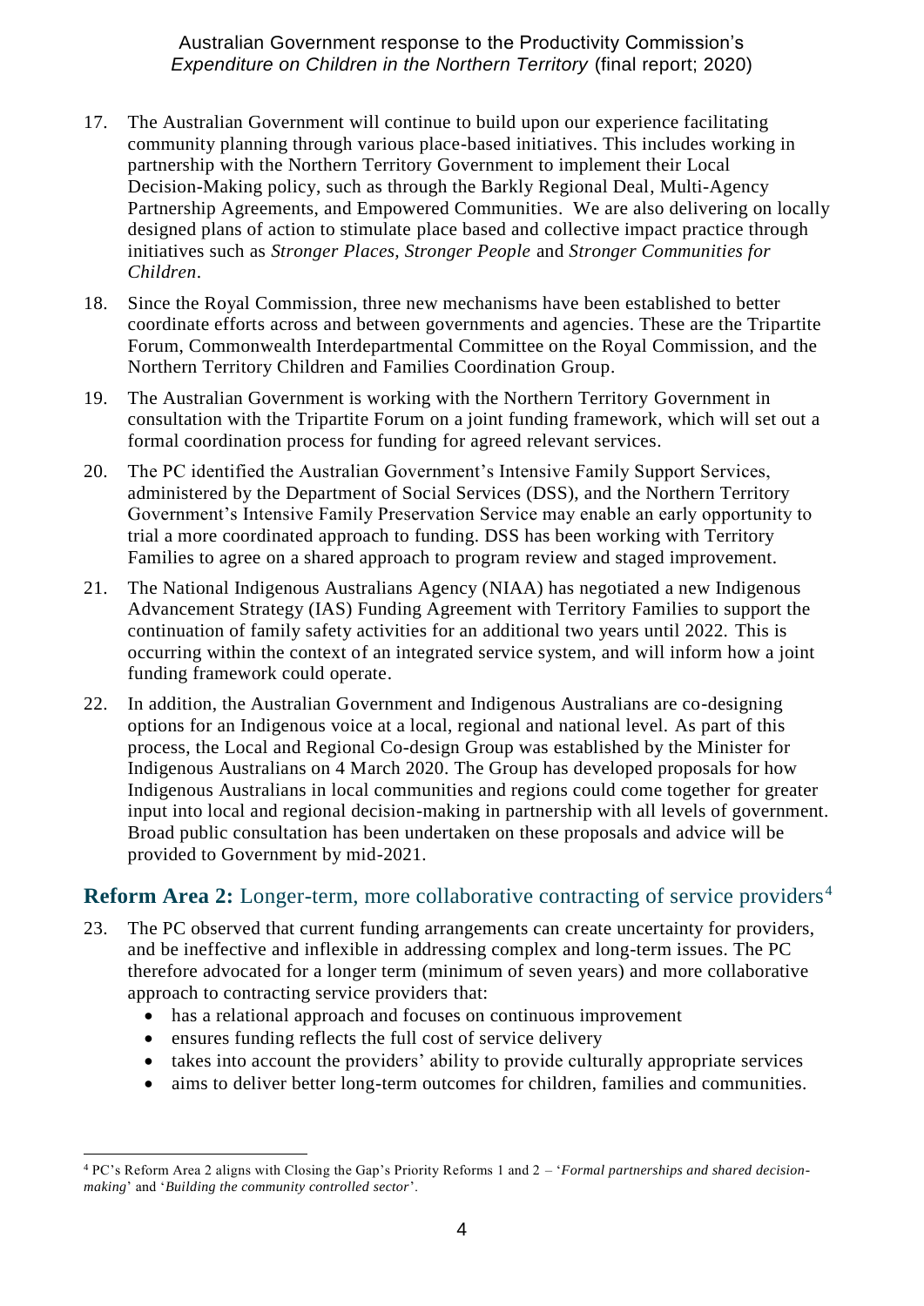17. The Australian Government will continue to build upon our experience facilitating community planning through various place-based initiatives. This includes working in partnership with the Northern Territory Government to implement their Local Decision-Making policy, such as through the Barkly Regional Deal, Multi-Agency Partnership Agreements, and Empowered Communities. We are also delivering on locally designed plans of action to stimulate place based and collective impact practice through initiatives such as *Stronger Places, Stronger People* and *Stronger Communities for Children*.

18. Since the Royal Commission, three new mechanisms have been established to better coordinate efforts across and between governments and agencies. These are the Tripartite Forum, Commonwealth Interdepartmental Committee on the Royal Commission, and the Northern Territory Children and Families Coordination Group.

19. The Australian Government is working with the Northern Territory Government in consultation with the Tripartite Forum on a joint funding framework, which will set out a formal coordination process for funding for agreed relevant services.

20. The PC identified the Australian Government's Intensive Family Support Services, administered by the Department of Social Services (DSS), and the Northern Territory Government's Intensive Family Preservation Service may enable an early opportunity to trial a more coordinated approach to funding. DSS has been working with Territory Families to agree on a shared approach to program review and staged improvement.

21. The National Indigenous Australians Agency (NIAA) has negotiated a new Indigenous Advancement Strategy (IAS) Funding Agreement with Territory Families to support the continuation of family safety activities for an additional two years until 2022. This is occurring within the context of an integrated service system, and will inform how a joint funding framework could operate.

22. In addition, the Australian Government and Indigenous Australians are co-designing options for an Indigenous voice at a local, regional and national level. As part of this process, the Local and Regional Co-design Group was established by the Minister for Indigenous Australians on 4 March 2020. The Group has developed proposals for how Indigenous Australians in local communities and regions could come together for greater input into local and regional decision-making in partnership with all levels of government. Broad public consultation has been undertaken on these proposals and advice will be provided to Government by mid-2021.

## **Reform Area 2:** Longer-term, more collaborative contracting of service providers[4]

23. The PC observed that current funding arrangements can create uncertainty for providers, and be ineffective and inflexible in addressing complex and long-term issues. The PC therefore advocated for a longer term (minimum of seven years) and more collaborative approach to contracting service providers that:
    - has a relational approach and focuses on continuous improvement
    - ensures funding reflects the full cost of service delivery
    - takes into account the providers' ability to provide culturally appropriate services
    - aims to deliver better long-term outcomes for children, families and communities.

---

[4] PC's Reform Area 2 aligns with Closing the Gap's Priority Reforms 1 and 2 – '*Formal partnerships and shared decision-making*' and '*Building the community controlled sector*'.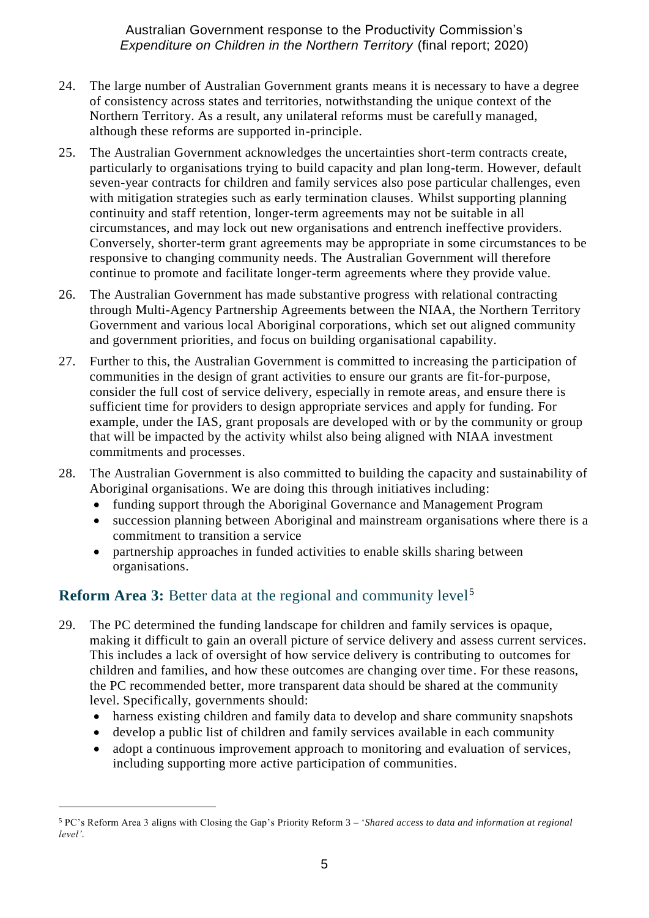24. The large number of Australian Government grants means it is necessary to have a degree of consistency across states and territories, notwithstanding the unique context of the Northern Territory. As a result, any unilateral reforms must be carefully managed, although these reforms are supported in-principle.

25. The Australian Government acknowledges the uncertainties short-term contracts create, particularly to organisations trying to build capacity and plan long-term. However, default seven-year contracts for children and family services also pose particular challenges, even with mitigation strategies such as early termination clauses. Whilst supporting planning continuity and staff retention, longer-term agreements may not be suitable in all circumstances, and may lock out new organisations and entrench ineffective providers. Conversely, shorter-term grant agreements may be appropriate in some circumstances to be responsive to changing community needs. The Australian Government will therefore continue to promote and facilitate longer-term agreements where they provide value.

26. The Australian Government has made substantive progress with relational contracting through Multi-Agency Partnership Agreements between the NIAA, the Northern Territory Government and various local Aboriginal corporations, which set out aligned community and government priorities, and focus on building organisational capability.

27. Further to this, the Australian Government is committed to increasing the participation of communities in the design of grant activities to ensure our grants are fit-for-purpose, consider the full cost of service delivery, especially in remote areas, and ensure there is sufficient time for providers to design appropriate services and apply for funding. For example, under the IAS, grant proposals are developed with or by the community or group that will be impacted by the activity whilst also being aligned with NIAA investment commitments and processes.

28. The Australian Government is also committed to building the capacity and sustainability of Aboriginal organisations. We are doing this through initiatives including:
    - funding support through the Aboriginal Governance and Management Program
    - succession planning between Aboriginal and mainstream organisations where there is a commitment to transition a service
    - partnership approaches in funded activities to enable skills sharing between organisations.

## **Reform Area 3:** Better data at the regional and community level[5]

29. The PC determined the funding landscape for children and family services is opaque, making it difficult to gain an overall picture of service delivery and assess current services. This includes a lack of oversight of how service delivery is contributing to outcomes for children and families, and how these outcomes are changing over time. For these reasons, the PC recommended better, more transparent data should be shared at the community level. Specifically, governments should:
    - harness existing children and family data to develop and share community snapshots
    - develop a public list of children and family services available in each community
    - adopt a continuous improvement approach to monitoring and evaluation of services, including supporting more active participation of communities.

[5] PC's Reform Area 3 aligns with Closing the Gap's Priority Reform 3 – '*Shared access to data and information at regional level'*.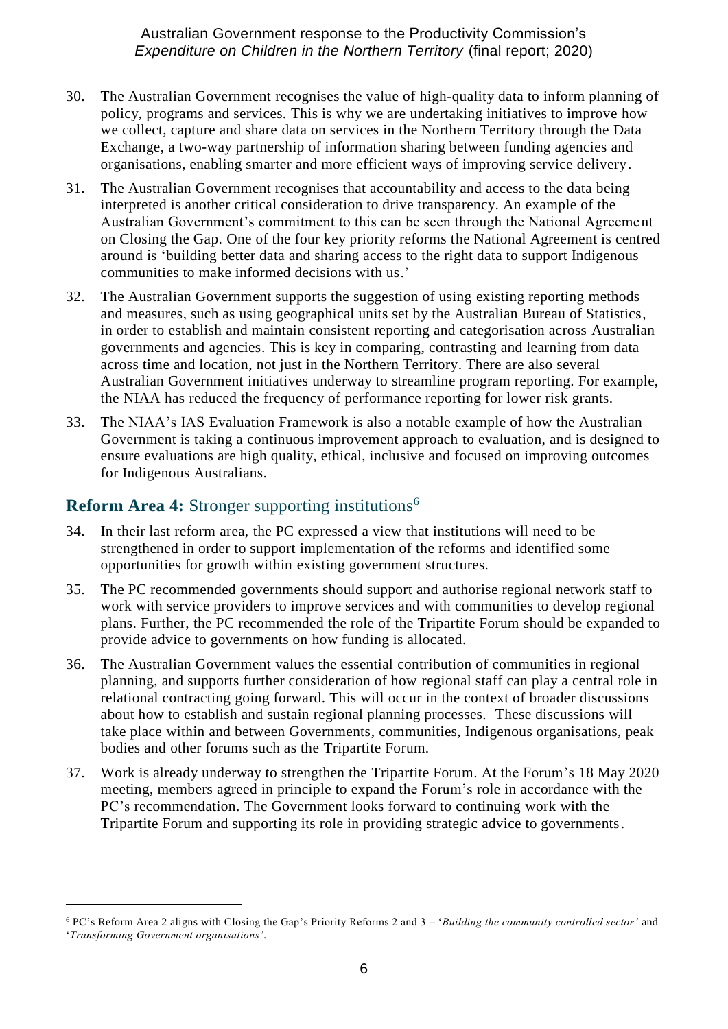30. The Australian Government recognises the value of high-quality data to inform planning of policy, programs and services. This is why we are undertaking initiatives to improve how we collect, capture and share data on services in the Northern Territory through the Data Exchange, a two-way partnership of information sharing between funding agencies and organisations, enabling smarter and more efficient ways of improving service delivery.

31. The Australian Government recognises that accountability and access to the data being interpreted is another critical consideration to drive transparency. An example of the Australian Government's commitment to this can be seen through the National Agreement on Closing the Gap. One of the four key priority reforms the National Agreement is centred around is 'building better data and sharing access to the right data to support Indigenous communities to make informed decisions with us.'

32. The Australian Government supports the suggestion of using existing reporting methods and measures, such as using geographical units set by the Australian Bureau of Statistics, in order to establish and maintain consistent reporting and categorisation across Australian governments and agencies. This is key in comparing, contrasting and learning from data across time and location, not just in the Northern Territory. There are also several Australian Government initiatives underway to streamline program reporting. For example, the NIAA has reduced the frequency of performance reporting for lower risk grants.

33. The NIAA's IAS Evaluation Framework is also a notable example of how the Australian Government is taking a continuous improvement approach to evaluation, and is designed to ensure evaluations are high quality, ethical, inclusive and focused on improving outcomes for Indigenous Australians.

## **Reform Area 4:** Stronger supporting institutions[6]

34. In their last reform area, the PC expressed a view that institutions will need to be strengthened in order to support implementation of the reforms and identified some opportunities for growth within existing government structures.

35. The PC recommended governments should support and authorise regional network staff to work with service providers to improve services and with communities to develop regional plans. Further, the PC recommended the role of the Tripartite Forum should be expanded to provide advice to governments on how funding is allocated.

36. The Australian Government values the essential contribution of communities in regional planning, and supports further consideration of how regional staff can play a central role in relational contracting going forward. This will occur in the context of broader discussions about how to establish and sustain regional planning processes. These discussions will take place within and between Governments, communities, Indigenous organisations, peak bodies and other forums such as the Tripartite Forum.

37. Work is already underway to strengthen the Tripartite Forum. At the Forum's 18 May 2020 meeting, members agreed in principle to expand the Forum's role in accordance with the PC's recommendation. The Government looks forward to continuing work with the Tripartite Forum and supporting its role in providing strategic advice to governments.

---

[6] PC's Reform Area 2 aligns with Closing the Gap's Priority Reforms 2 and 3 – '*Building the community controlled sector'* and '*Transforming Government organisations'*.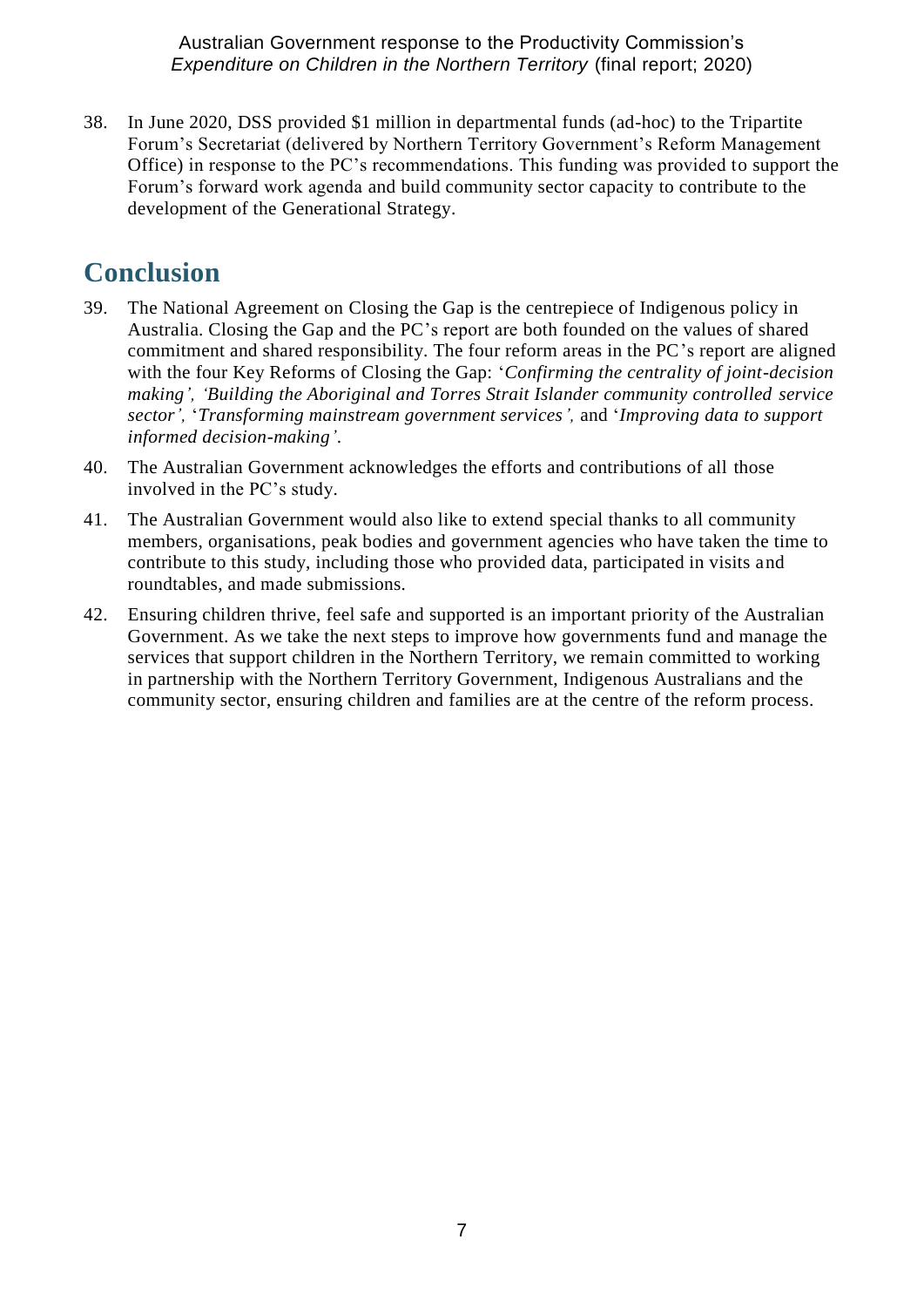38. In June 2020, DSS provided $1 million in departmental funds (ad-hoc) to the Tripartite Forum's Secretariat (delivered by Northern Territory Government's Reform Management Office) in response to the PC's recommendations. This funding was provided to support the Forum's forward work agenda and build community sector capacity to contribute to the development of the Generational Strategy.

## Conclusion

39. The National Agreement on Closing the Gap is the centrepiece of Indigenous policy in Australia. Closing the Gap and the PC's report are both founded on the values of shared commitment and shared responsibility. The four reform areas in the PC's report are aligned with the four Key Reforms of Closing the Gap: '*Confirming the centrality of joint-decision making', 'Building the Aboriginal and Torres Strait Islander community controlled service sector',* '*Transforming mainstream government services',* and '*Improving data to support informed decision-making'*.

40. The Australian Government acknowledges the efforts and contributions of all those involved in the PC's study.

41. The Australian Government would also like to extend special thanks to all community members, organisations, peak bodies and government agencies who have taken the time to contribute to this study, including those who provided data, participated in visits and roundtables, and made submissions.

42. Ensuring children thrive, feel safe and supported is an important priority of the Australian Government. As we take the next steps to improve how governments fund and manage the services that support children in the Northern Territory, we remain committed to working in partnership with the Northern Territory Government, Indigenous Australians and the community sector, ensuring children and families are at the centre of the reform process.